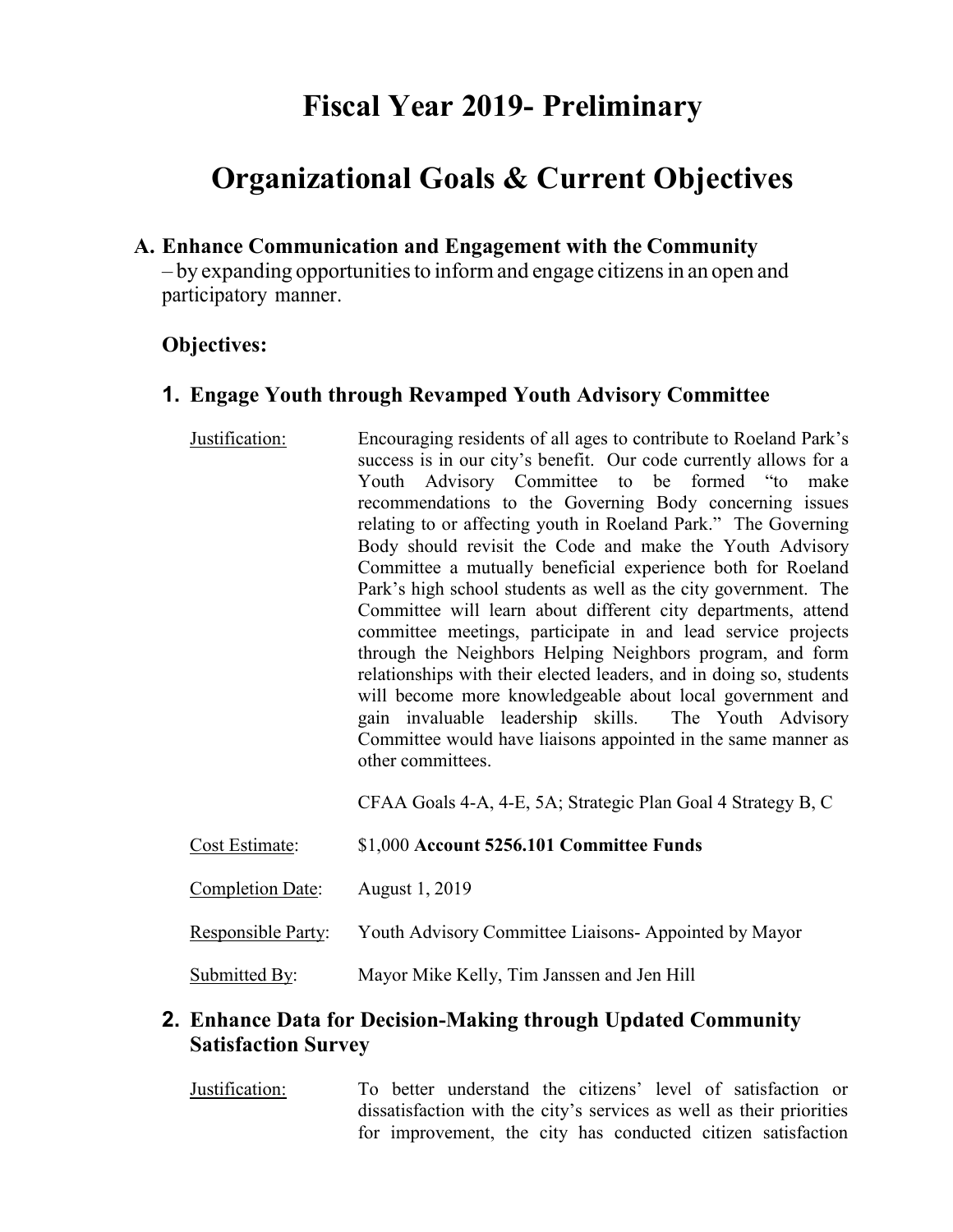# Fiscal Year 2019- Preliminary

# Organizational Goals & Current Objectives

## A. Enhance Communication and Engagement with the Community

– by expanding opportunities to inform and engage citizens in an open and participatory manner.

### Objectives:

### 1. Engage Youth through Revamped Youth Advisory Committee

Justification: Encouraging residents of all ages to contribute to Roeland Park's success is in our city's benefit. Our code currently allows for a Youth Advisory Committee to be formed "to make recommendations to the Governing Body concerning issues relating to or affecting youth in Roeland Park." The Governing Body should revisit the Code and make the Youth Advisory Committee a mutually beneficial experience both for Roeland Park's high school students as well as the city government. The Committee will learn about different city departments, attend committee meetings, participate in and lead service projects through the Neighbors Helping Neighbors program, and form relationships with their elected leaders, and in doing so, students will become more knowledgeable about local government and gain invaluable leadership skills. The Youth Advisory Committee would have liaisons appointed in the same manner as other committees.

CFAA Goals 4-A, 4-E, 5A; Strategic Plan Goal 4 Strategy B, C

Cost Estimate: $1,000 **Account 5256.101 Committee Funds**

Completion Date: August 1, 2019

Responsible Party: Youth Advisory Committee Liaisons- Appointed by Mayor

Submitted By: Mayor Mike Kelly, Tim Janssen and Jen Hill

### 2. Enhance Data for Decision-Making through Updated Community Satisfaction Survey

Justification: To better understand the citizens' level of satisfaction or dissatisfaction with the city's services as well as their priorities for improvement, the city has conducted citizen satisfaction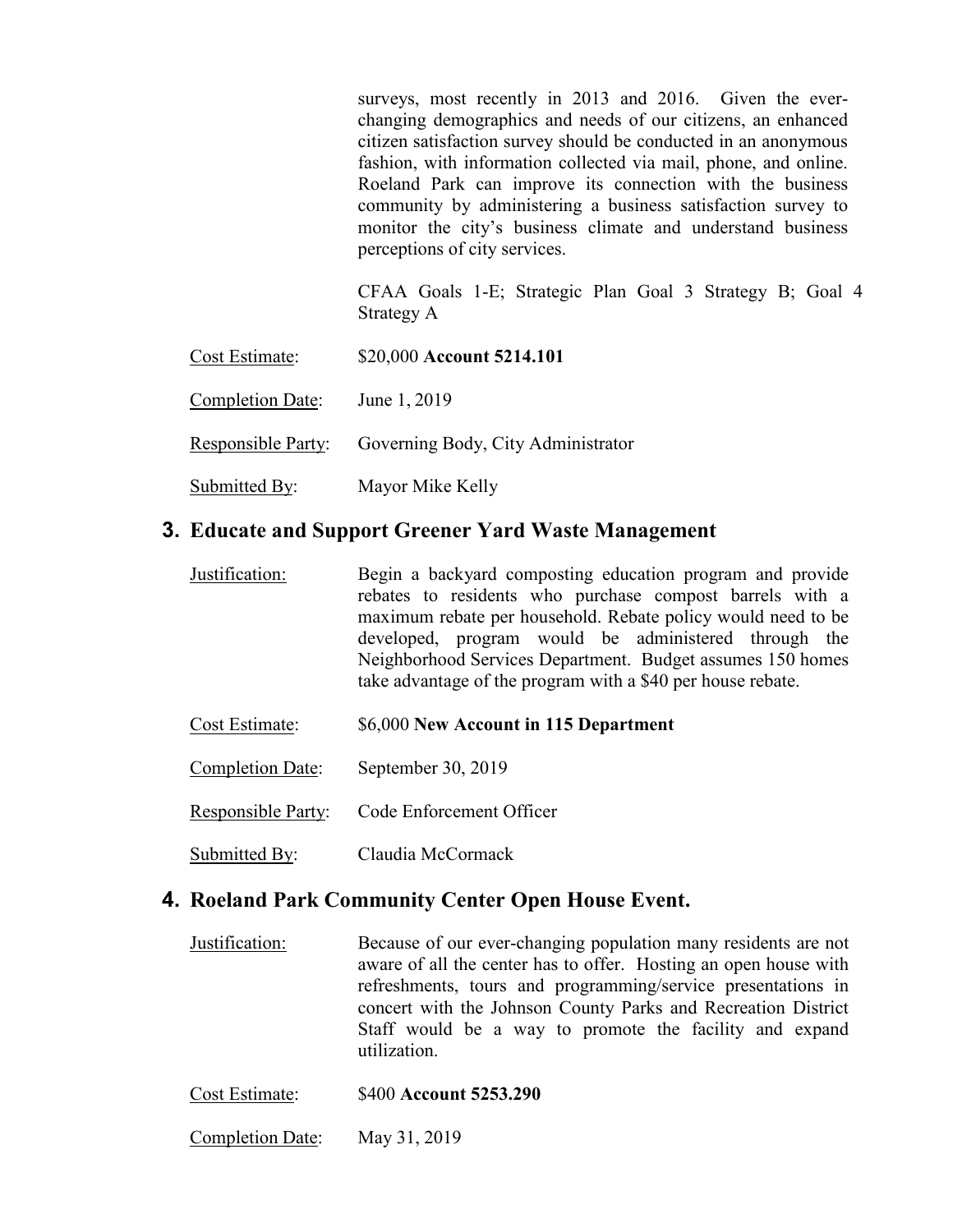surveys, most recently in 2013 and 2016. Given the ever-changing demographics and needs of our citizens, an enhanced citizen satisfaction survey should be conducted in an anonymous fashion, with information collected via mail, phone, and online. Roeland Park can improve its connection with the business community by administering a business satisfaction survey to monitor the city's business climate and understand business perceptions of city services.

CFAA Goals 1-E; Strategic Plan Goal 3 Strategy B; Goal 4 Strategy A

Cost Estimate: $20,000 **Account 5214.101**

Completion Date: June 1, 2019

Responsible Party: Governing Body, City Administrator

Submitted By: Mayor Mike Kelly

## 3. Educate and Support Greener Yard Waste Management

Justification: Begin a backyard composting education program and provide rebates to residents who purchase compost barrels with a maximum rebate per household. Rebate policy would need to be developed, program would be administered through the Neighborhood Services Department. Budget assumes 150 homes take advantage of the program with a $40 per house rebate.

Cost Estimate: $6,000 **New Account in 115 Department**

Completion Date: September 30, 2019

Responsible Party: Code Enforcement Officer

Submitted By: Claudia McCormack

## 4. Roeland Park Community Center Open House Event.

Justification: Because of our ever-changing population many residents are not aware of all the center has to offer. Hosting an open house with refreshments, tours and programming/service presentations in concert with the Johnson County Parks and Recreation District Staff would be a way to promote the facility and expand utilization.

Cost Estimate: $400 **Account 5253.290**

Completion Date: May 31, 2019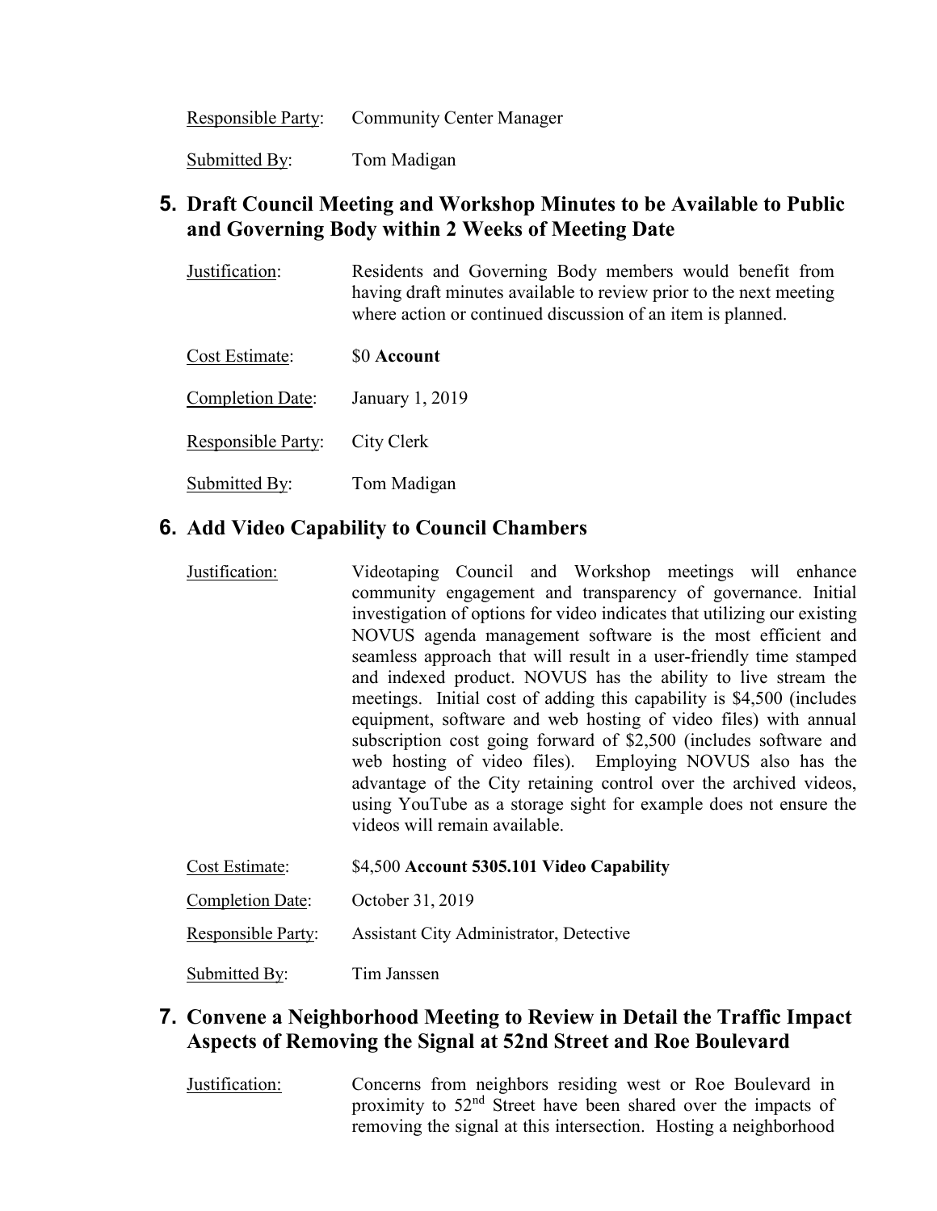Responsible Party: Community Center Manager

Submitted By: Tom Madigan

## 5. Draft Council Meeting and Workshop Minutes to be Available to Public and Governing Body within 2 Weeks of Meeting Date

Justification: Residents and Governing Body members would benefit from having draft minutes available to review prior to the next meeting where action or continued discussion of an item is planned.

Cost Estimate: $0 **Account**

Completion Date: January 1, 2019

Responsible Party: City Clerk

Submitted By: Tom Madigan

## 6. Add Video Capability to Council Chambers

Justification: Videotaping Council and Workshop meetings will enhance community engagement and transparency of governance. Initial investigation of options for video indicates that utilizing our existing NOVUS agenda management software is the most efficient and seamless approach that will result in a user-friendly time stamped and indexed product. NOVUS has the ability to live stream the meetings. Initial cost of adding this capability is $4,500 (includes equipment, software and web hosting of video files) with annual subscription cost going forward of $2,500 (includes software and web hosting of video files). Employing NOVUS also has the advantage of the City retaining control over the archived videos, using YouTube as a storage sight for example does not ensure the videos will remain available.

Cost Estimate: $4,500 **Account 5305.101 Video Capability**

Completion Date: October 31, 2019

Responsible Party: Assistant City Administrator, Detective

Submitted By: Tim Janssen

## 7. Convene a Neighborhood Meeting to Review in Detail the Traffic Impact Aspects of Removing the Signal at 52nd Street and Roe Boulevard

Justification: Concerns from neighbors residing west or Roe Boulevard in proximity to 52nd Street have been shared over the impacts of removing the signal at this intersection. Hosting a neighborhood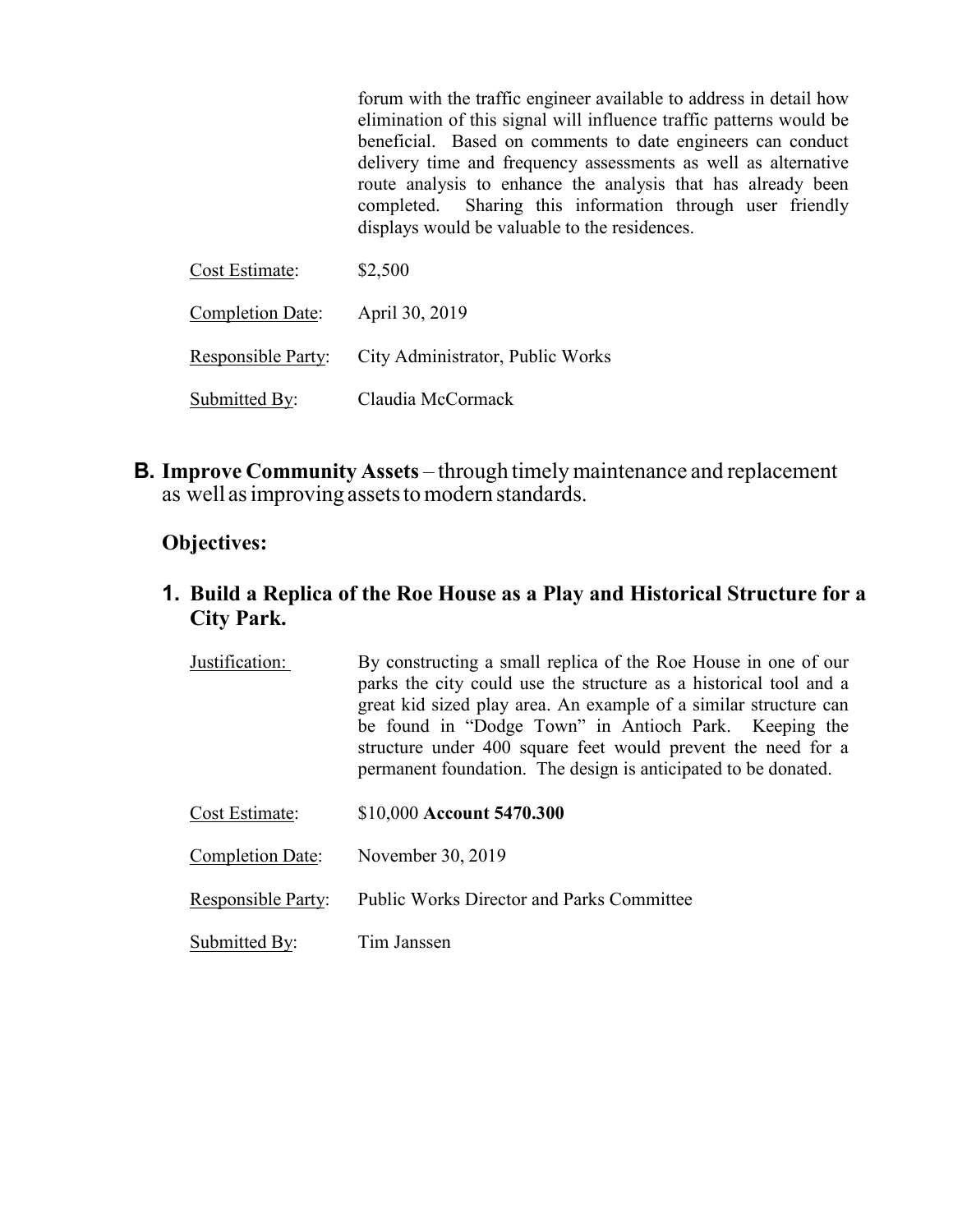forum with the traffic engineer available to address in detail how elimination of this signal will influence traffic patterns would be beneficial. Based on comments to date engineers can conduct delivery time and frequency assessments as well as alternative route analysis to enhance the analysis that has already been completed. Sharing this information through user friendly displays would be valuable to the residences.

Cost Estimate: $2,500

Completion Date: April 30, 2019

Responsible Party: City Administrator, Public Works

Submitted By: Claudia McCormack

## B. Improve Community Assets – through timely maintenance and replacement as well as improving assets to modern standards.

### Objectives:

#### 1. Build a Replica of the Roe House as a Play and Historical Structure for a City Park.

Justification: By constructing a small replica of the Roe House in one of our parks the city could use the structure as a historical tool and a great kid sized play area. An example of a similar structure can be found in "Dodge Town" in Antioch Park. Keeping the structure under 400 square feet would prevent the need for a permanent foundation. The design is anticipated to be donated.

Cost Estimate: $10,000 **Account 5470.300**

Completion Date: November 30, 2019

Responsible Party: Public Works Director and Parks Committee

Submitted By: Tim Janssen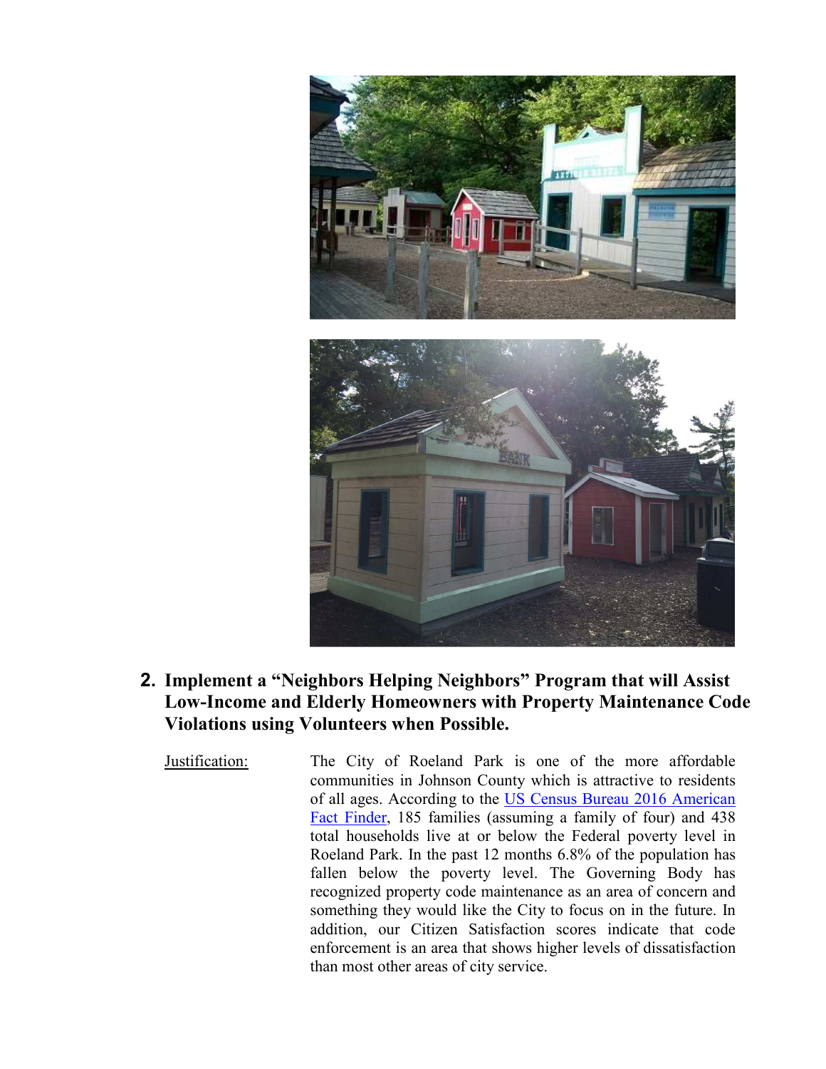## 2. Implement a "Neighbors Helping Neighbors" Program that will Assist Low-Income and Elderly Homeowners with Property Maintenance Code Violations using Volunteers when Possible.

Justification: The City of Roeland Park is one of the more affordable communities in Johnson County which is attractive to residents of all ages. According to the [US Census Bureau 2016 American Fact Finder](), 185 families (assuming a family of four) and 438 total households live at or below the Federal poverty level in Roeland Park. In the past 12 months 6.8% of the population has fallen below the poverty level. The Governing Body has recognized property code maintenance as an area of concern and something they would like the City to focus on in the future. In addition, our Citizen Satisfaction scores indicate that code enforcement is an area that shows higher levels of dissatisfaction than most other areas of city service.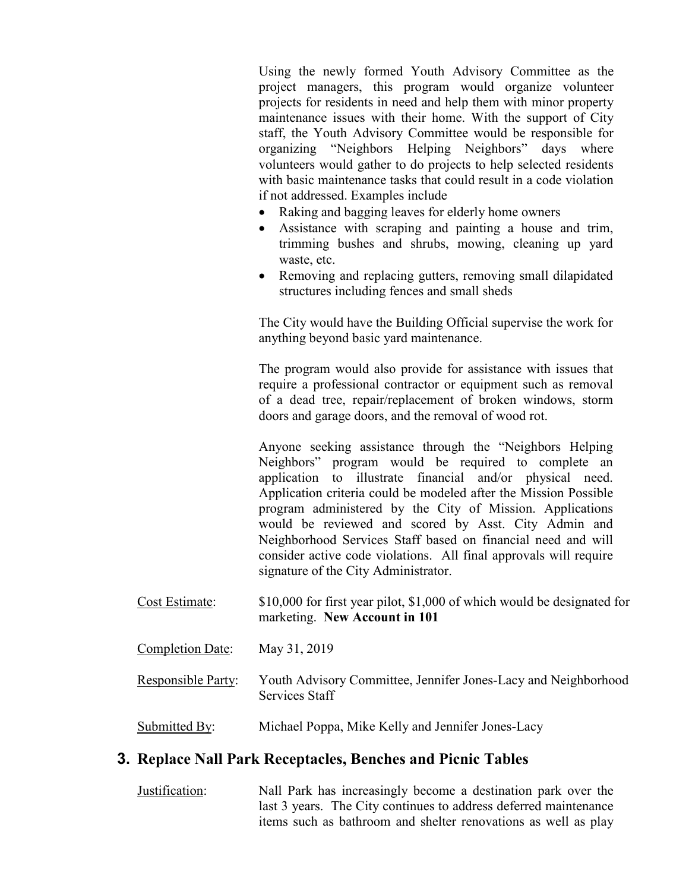Using the newly formed Youth Advisory Committee as the project managers, this program would organize volunteer projects for residents in need and help them with minor property maintenance issues with their home. With the support of City staff, the Youth Advisory Committee would be responsible for organizing "Neighbors Helping Neighbors" days where volunteers would gather to do projects to help selected residents with basic maintenance tasks that could result in a code violation if not addressed. Examples include

- Raking and bagging leaves for elderly home owners
- Assistance with scraping and painting a house and trim, trimming bushes and shrubs, mowing, cleaning up yard waste, etc.
- Removing and replacing gutters, removing small dilapidated structures including fences and small sheds

The City would have the Building Official supervise the work for anything beyond basic yard maintenance.

The program would also provide for assistance with issues that require a professional contractor or equipment such as removal of a dead tree, repair/replacement of broken windows, storm doors and garage doors, and the removal of wood rot.

Anyone seeking assistance through the "Neighbors Helping Neighbors" program would be required to complete an application to illustrate financial and/or physical need. Application criteria could be modeled after the Mission Possible program administered by the City of Mission. Applications would be reviewed and scored by Asst. City Admin and Neighborhood Services Staff based on financial need and will consider active code violations. All final approvals will require signature of the City Administrator.

Cost Estimate: $10,000 for first year pilot, $1,000 of which would be designated for marketing. **New Account in 101**

Completion Date: May 31, 2019

Responsible Party: Youth Advisory Committee, Jennifer Jones-Lacy and Neighborhood Services Staff

Submitted By: Michael Poppa, Mike Kelly and Jennifer Jones-Lacy

## 3. Replace Nall Park Receptacles, Benches and Picnic Tables

Justification: Nall Park has increasingly become a destination park over the last 3 years. The City continues to address deferred maintenance items such as bathroom and shelter renovations as well as play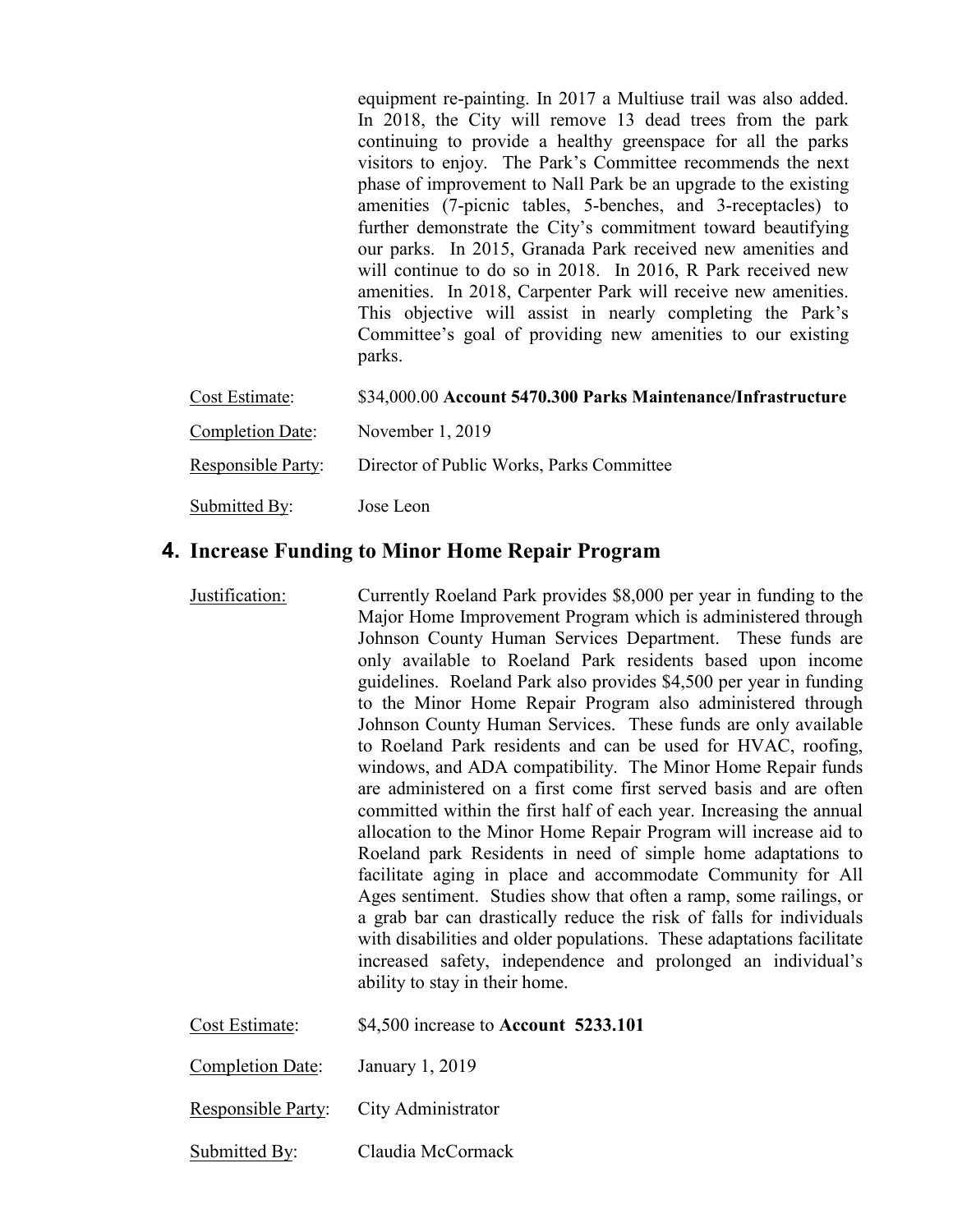equipment re-painting. In 2017 a Multiuse trail was also added. In 2018, the City will remove 13 dead trees from the park continuing to provide a healthy greenspace for all the parks visitors to enjoy. The Park's Committee recommends the next phase of improvement to Nall Park be an upgrade to the existing amenities (7-picnic tables, 5-benches, and 3-receptacles) to further demonstrate the City's commitment toward beautifying our parks. In 2015, Granada Park received new amenities and will continue to do so in 2018. In 2016, R Park received new amenities. In 2018, Carpenter Park will receive new amenities. This objective will assist in nearly completing the Park's Committee's goal of providing new amenities to our existing parks.

Cost Estimate: $34,000.00 **Account 5470.300 Parks Maintenance/Infrastructure**

Completion Date: November 1, 2019

Responsible Party: Director of Public Works, Parks Committee

Submitted By: Jose Leon

## 4. Increase Funding to Minor Home Repair Program

Justification: Currently Roeland Park provides $8,000 per year in funding to the Major Home Improvement Program which is administered through Johnson County Human Services Department. These funds are only available to Roeland Park residents based upon income guidelines. Roeland Park also provides $4,500 per year in funding to the Minor Home Repair Program also administered through Johnson County Human Services. These funds are only available to Roeland Park residents and can be used for HVAC, roofing, windows, and ADA compatibility. The Minor Home Repair funds are administered on a first come first served basis and are often committed within the first half of each year. Increasing the annual allocation to the Minor Home Repair Program will increase aid to Roeland park Residents in need of simple home adaptations to facilitate aging in place and accommodate Community for All Ages sentiment. Studies show that often a ramp, some railings, or a grab bar can drastically reduce the risk of falls for individuals with disabilities and older populations. These adaptations facilitate increased safety, independence and prolonged an individual's ability to stay in their home.

Cost Estimate: $4,500 increase to **Account 5233.101**

Completion Date: January 1, 2019

Responsible Party: City Administrator

Submitted By: Claudia McCormack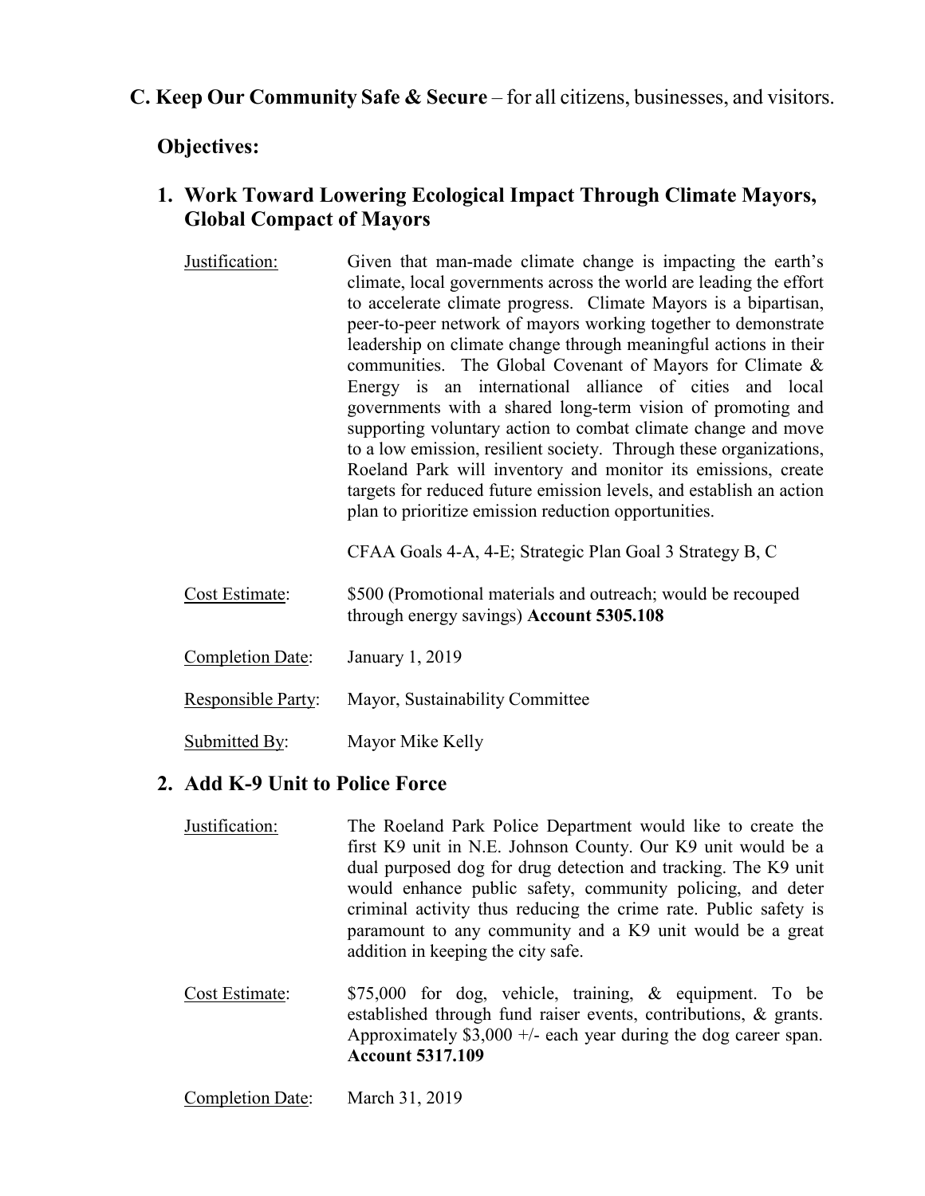## C. Keep Our Community Safe & Secure – for all citizens, businesses, and visitors.

### Objectives:

### 1. Work Toward Lowering Ecological Impact Through Climate Mayors, Global Compact of Mayors

Justification: Given that man-made climate change is impacting the earth's climate, local governments across the world are leading the effort to accelerate climate progress. Climate Mayors is a bipartisan, peer-to-peer network of mayors working together to demonstrate leadership on climate change through meaningful actions in their communities. The Global Covenant of Mayors for Climate & Energy is an international alliance of cities and local governments with a shared long-term vision of promoting and supporting voluntary action to combat climate change and move to a low emission, resilient society. Through these organizations, Roeland Park will inventory and monitor its emissions, create targets for reduced future emission levels, and establish an action plan to prioritize emission reduction opportunities.

CFAA Goals 4-A, 4-E; Strategic Plan Goal 3 Strategy B, C

Cost Estimate: $500 (Promotional materials and outreach; would be recouped through energy savings) **Account 5305.108**

Completion Date: January 1, 2019

Responsible Party: Mayor, Sustainability Committee

Submitted By: Mayor Mike Kelly

### 2. Add K-9 Unit to Police Force

Justification: The Roeland Park Police Department would like to create the first K9 unit in N.E. Johnson County. Our K9 unit would be a dual purposed dog for drug detection and tracking. The K9 unit would enhance public safety, community policing, and deter criminal activity thus reducing the crime rate. Public safety is paramount to any community and a K9 unit would be a great addition in keeping the city safe.

Cost Estimate: $75,000 for dog, vehicle, training, & equipment. To be established through fund raiser events, contributions, & grants. Approximately $3,000 +/- each year during the dog career span. **Account 5317.109**

Completion Date: March 31, 2019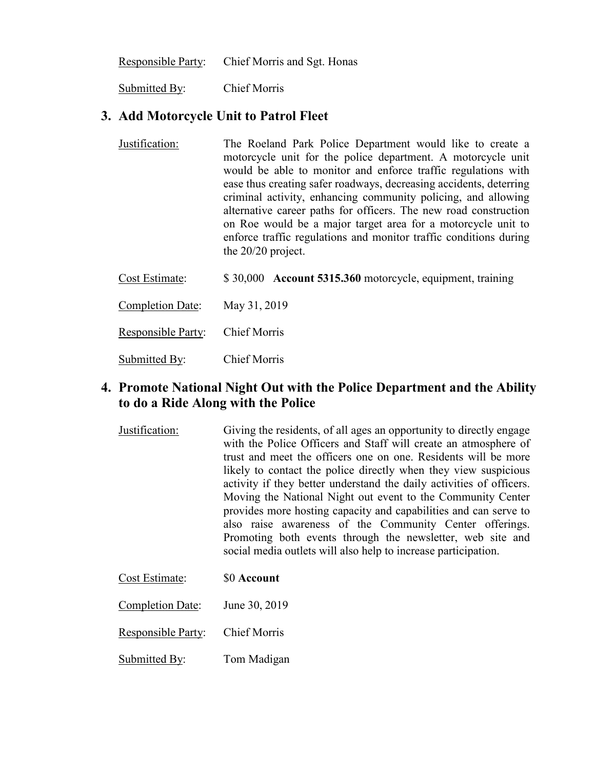Responsible Party: Chief Morris and Sgt. Honas

Submitted By: Chief Morris

### 3. Add Motorcycle Unit to Patrol Fleet

Justification: The Roeland Park Police Department would like to create a motorcycle unit for the police department. A motorcycle unit would be able to monitor and enforce traffic regulations with ease thus creating safer roadways, decreasing accidents, deterring criminal activity, enhancing community policing, and allowing alternative career paths for officers. The new road construction on Roe would be a major target area for a motorcycle unit to enforce traffic regulations and monitor traffic conditions during the 20/20 project.

Cost Estimate: $ 30,000 **Account 5315.360** motorcycle, equipment, training

Completion Date: May 31, 2019

Responsible Party: Chief Morris

Submitted By: Chief Morris

### 4. Promote National Night Out with the Police Department and the Ability to do a Ride Along with the Police

Justification: Giving the residents, of all ages an opportunity to directly engage with the Police Officers and Staff will create an atmosphere of trust and meet the officers one on one. Residents will be more likely to contact the police directly when they view suspicious activity if they better understand the daily activities of officers. Moving the National Night out event to the Community Center provides more hosting capacity and capabilities and can serve to also raise awareness of the Community Center offerings. Promoting both events through the newsletter, web site and social media outlets will also help to increase participation.

Cost Estimate: $0 **Account**

Completion Date: June 30, 2019

Responsible Party: Chief Morris

Submitted By: Tom Madigan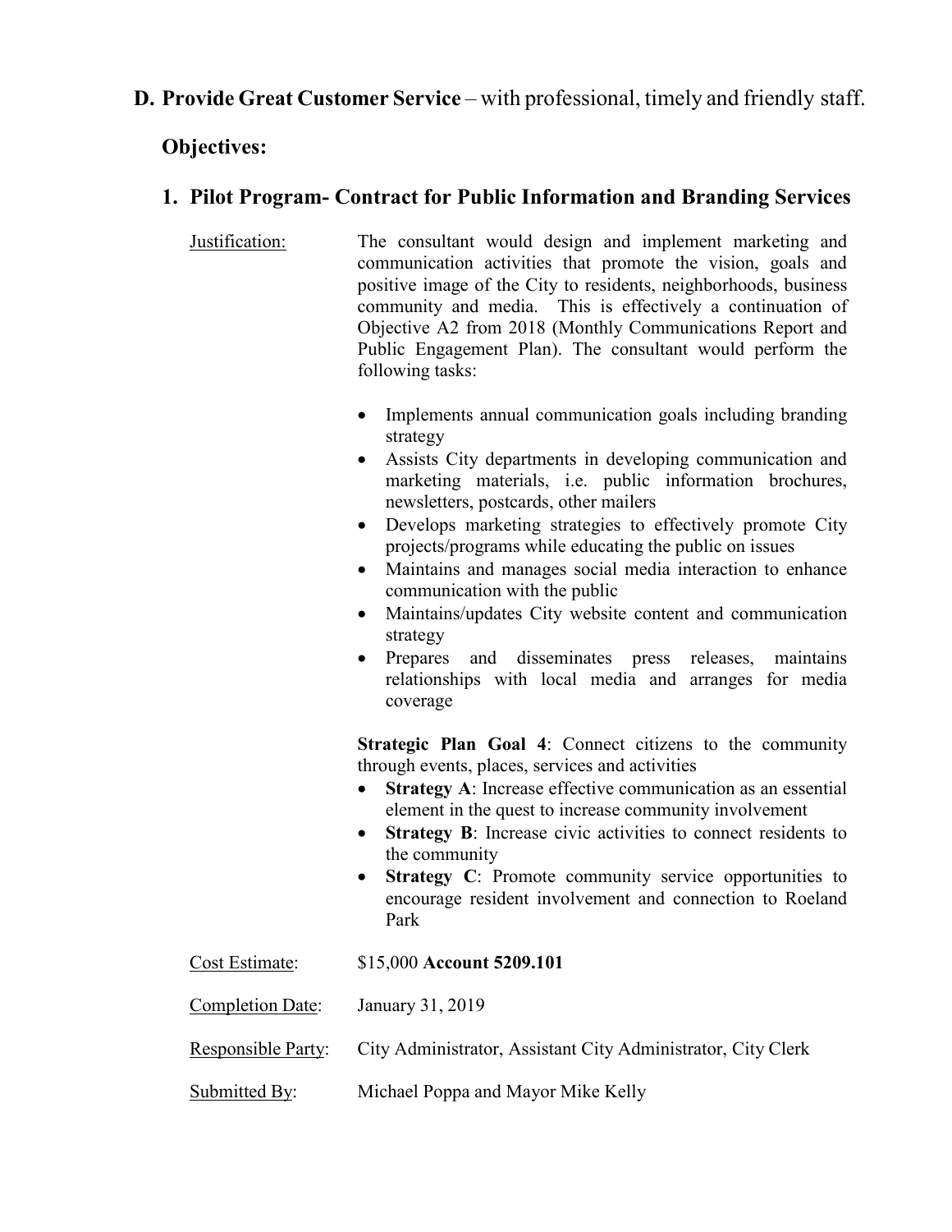## D. Provide Great Customer Service – with professional, timely and friendly staff.

### Objectives:

### 1. Pilot Program- Contract for Public Information and Branding Services

Justification: The consultant would design and implement marketing and communication activities that promote the vision, goals and positive image of the City to residents, neighborhoods, business community and media. This is effectively a continuation of Objective A2 from 2018 (Monthly Communications Report and Public Engagement Plan). The consultant would perform the following tasks:

- Implements annual communication goals including branding strategy
- Assists City departments in developing communication and marketing materials, i.e. public information brochures, newsletters, postcards, other mailers
- Develops marketing strategies to effectively promote City projects/programs while educating the public on issues
- Maintains and manages social media interaction to enhance communication with the public
- Maintains/updates City website content and communication strategy
- Prepares and disseminates press releases, maintains relationships with local media and arranges for media coverage

**Strategic Plan Goal 4**: Connect citizens to the community through events, places, services and activities

- **Strategy A**: Increase effective communication as an essential element in the quest to increase community involvement
- **Strategy B**: Increase civic activities to connect residents to the community
- **Strategy C**: Promote community service opportunities to encourage resident involvement and connection to Roeland Park

Cost Estimate: $15,000 **Account 5209.101**

Completion Date: January 31, 2019

Responsible Party: City Administrator, Assistant City Administrator, City Clerk

Submitted By: Michael Poppa and Mayor Mike Kelly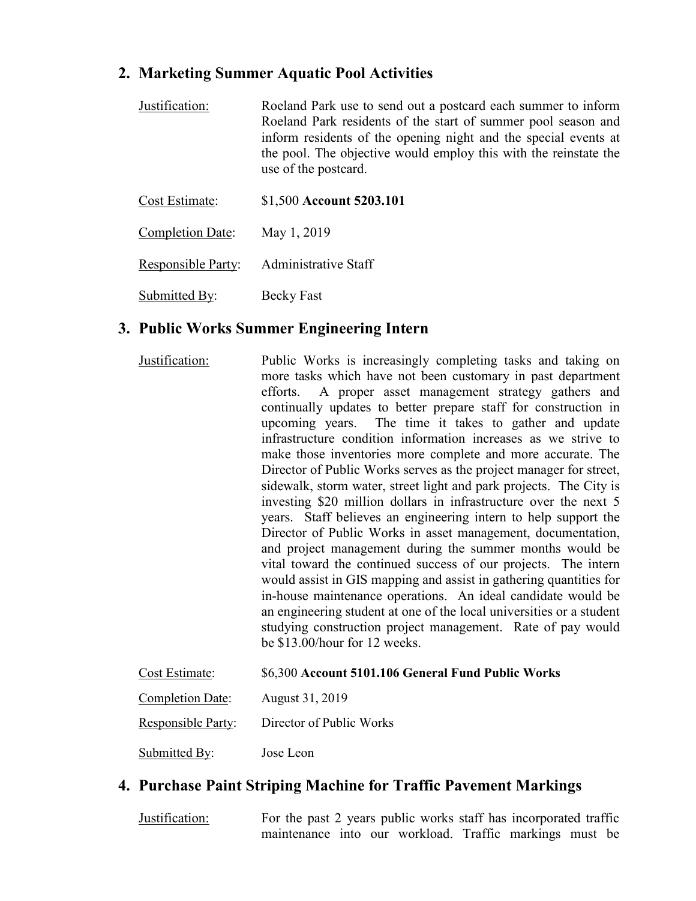## 2. Marketing Summer Aquatic Pool Activities

Justification: Roeland Park use to send out a postcard each summer to inform Roeland Park residents of the start of summer pool season and inform residents of the opening night and the special events at the pool. The objective would employ this with the reinstate the use of the postcard.

Cost Estimate: $1,500 **Account 5203.101**

Completion Date: May 1, 2019

Responsible Party: Administrative Staff

Submitted By: Becky Fast

## 3. Public Works Summer Engineering Intern

Justification: Public Works is increasingly completing tasks and taking on more tasks which have not been customary in past department efforts. A proper asset management strategy gathers and continually updates to better prepare staff for construction in upcoming years. The time it takes to gather and update infrastructure condition information increases as we strive to make those inventories more complete and more accurate. The Director of Public Works serves as the project manager for street, sidewalk, storm water, street light and park projects. The City is investing $20 million dollars in infrastructure over the next 5 years. Staff believes an engineering intern to help support the Director of Public Works in asset management, documentation, and project management during the summer months would be vital toward the continued success of our projects. The intern would assist in GIS mapping and assist in gathering quantities for in-house maintenance operations. An ideal candidate would be an engineering student at one of the local universities or a student studying construction project management. Rate of pay would be $13.00/hour for 12 weeks.

Cost Estimate: $6,300 **Account 5101.106 General Fund Public Works**

Completion Date: August 31, 2019

Responsible Party: Director of Public Works

Submitted By: Jose Leon

## 4. Purchase Paint Striping Machine for Traffic Pavement Markings

Justification: For the past 2 years public works staff has incorporated traffic maintenance into our workload. Traffic markings must be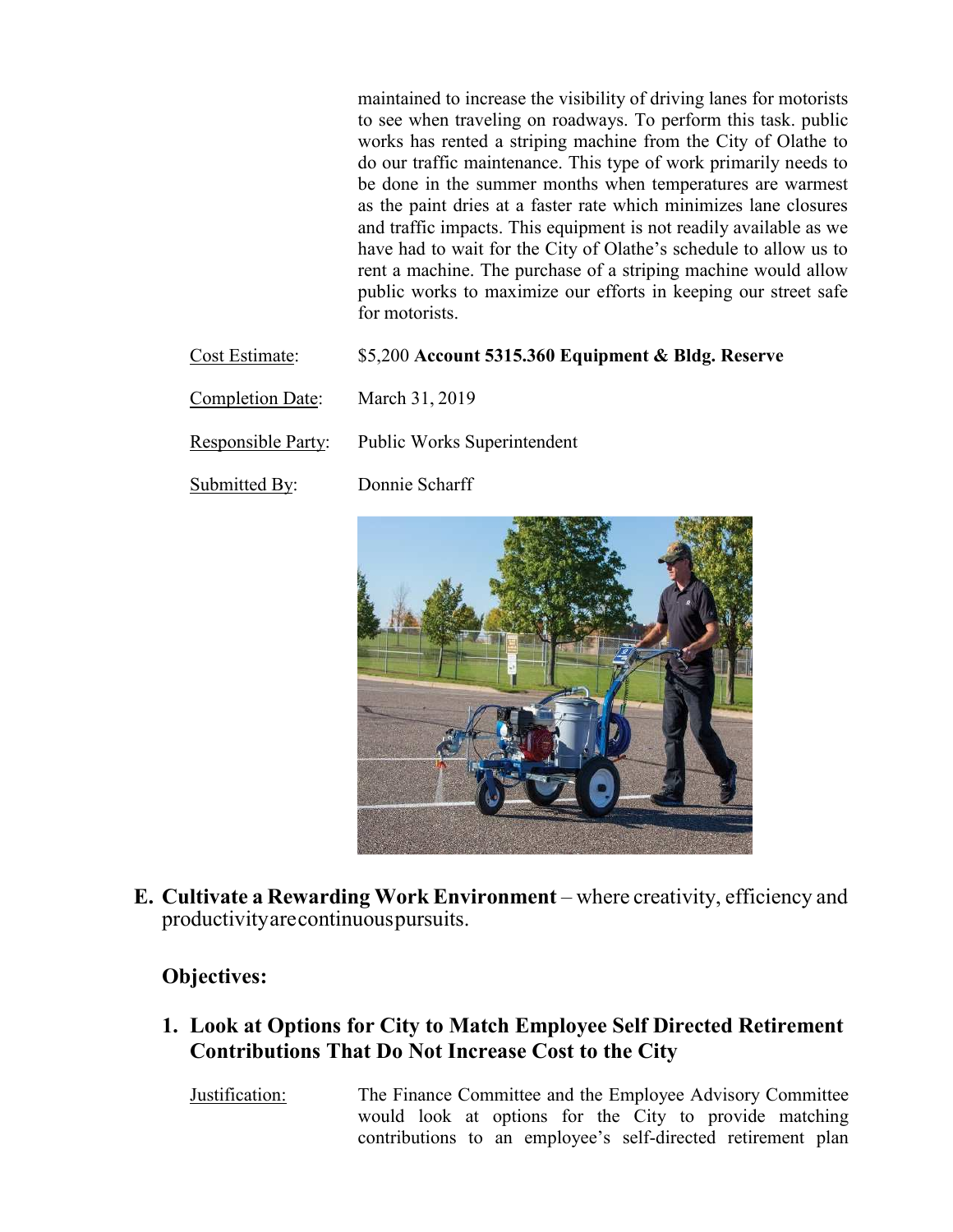maintained to increase the visibility of driving lanes for motorists to see when traveling on roadways. To perform this task. public works has rented a striping machine from the City of Olathe to do our traffic maintenance. This type of work primarily needs to be done in the summer months when temperatures are warmest as the paint dries at a faster rate which minimizes lane closures and traffic impacts. This equipment is not readily available as we have had to wait for the City of Olathe's schedule to allow us to rent a machine. The purchase of a striping machine would allow public works to maximize our efforts in keeping our street safe for motorists.

Cost Estimate: $5,200 **Account 5315.360 Equipment & Bldg. Reserve**

Completion Date: March 31, 2019

Responsible Party: Public Works Superintendent

Submitted By: Donnie Scharff

## E. Cultivate a Rewarding Work Environment – where creativity, efficiency and productivity are continuous pursuits.

### Objectives:

#### 1. Look at Options for City to Match Employee Self Directed Retirement Contributions That Do Not Increase Cost to the City

Justification: The Finance Committee and the Employee Advisory Committee would look at options for the City to provide matching contributions to an employee's self-directed retirement plan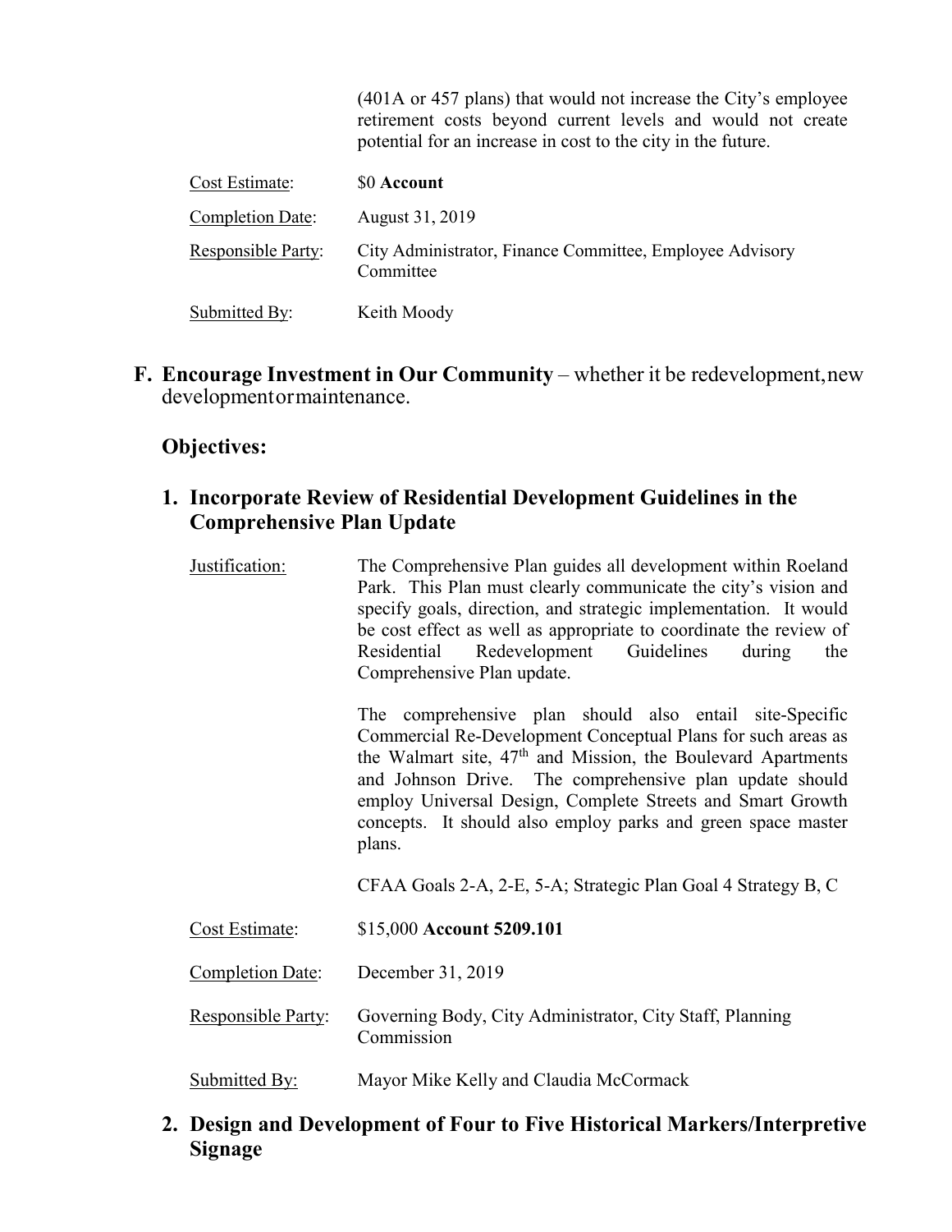(401A or 457 plans) that would not increase the City's employee retirement costs beyond current levels and would not create potential for an increase in cost to the city in the future.

Cost Estimate: $0 **Account**

Completion Date: August 31, 2019

Responsible Party: City Administrator, Finance Committee, Employee Advisory Committee

Submitted By: Keith Moody

## F. Encourage Investment in Our Community – whether it be redevelopment, new development or maintenance.

### Objectives:

### 1. Incorporate Review of Residential Development Guidelines in the Comprehensive Plan Update

Justification: The Comprehensive Plan guides all development within Roeland Park. This Plan must clearly communicate the city's vision and specify goals, direction, and strategic implementation. It would be cost effect as well as appropriate to coordinate the review of Residential Redevelopment Guidelines during the Comprehensive Plan update.

The comprehensive plan should also entail site-Specific Commercial Re-Development Conceptual Plans for such areas as the Walmart site, 47th and Mission, the Boulevard Apartments and Johnson Drive. The comprehensive plan update should employ Universal Design, Complete Streets and Smart Growth concepts. It should also employ parks and green space master plans.

CFAA Goals 2-A, 2-E, 5-A; Strategic Plan Goal 4 Strategy B, C

Cost Estimate: $15,000 **Account 5209.101**

Completion Date: December 31, 2019

Responsible Party: Governing Body, City Administrator, City Staff, Planning Commission

Submitted By: Mayor Mike Kelly and Claudia McCormack

### 2. Design and Development of Four to Five Historical Markers/Interpretive Signage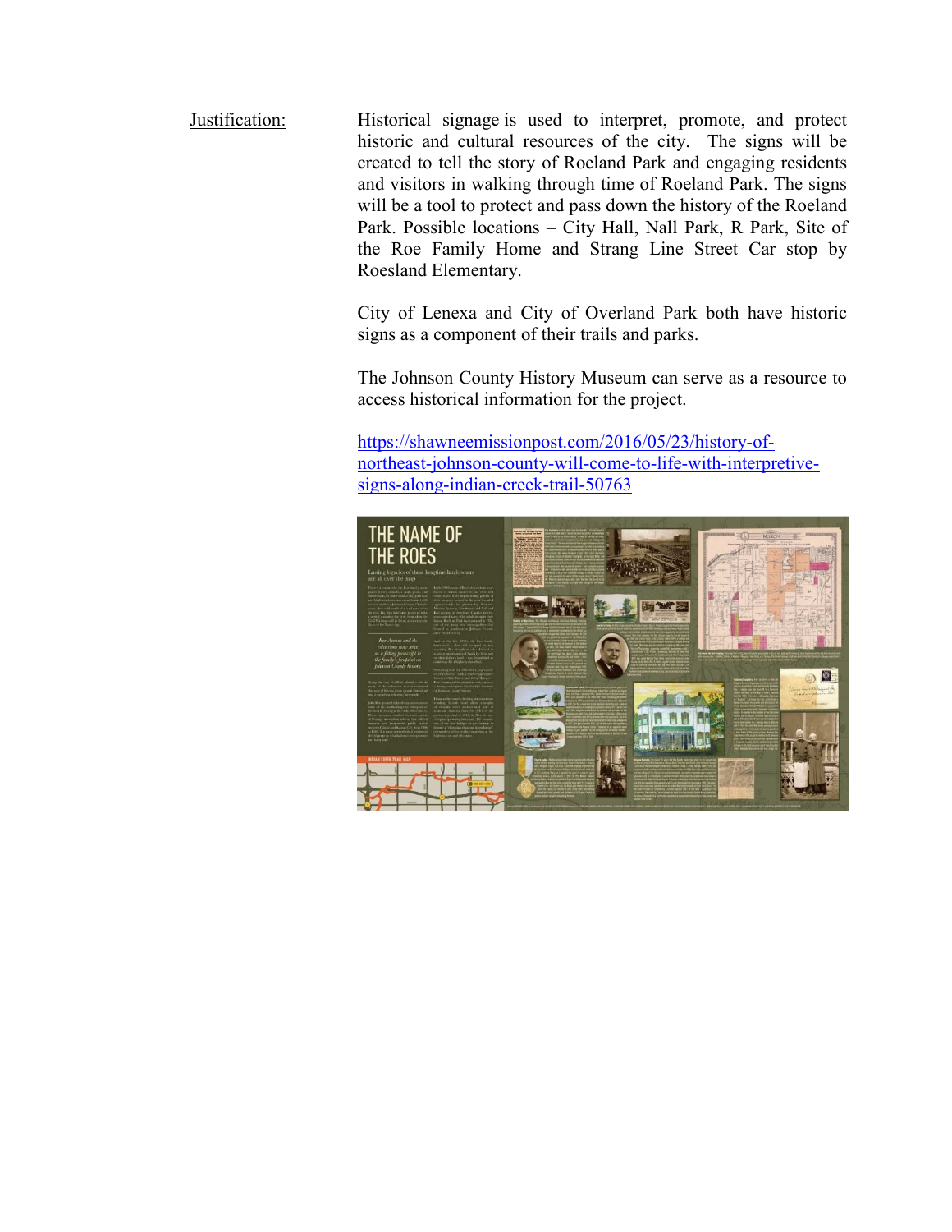Justification: Historical signage is used to interpret, promote, and protect historic and cultural resources of the city. The signs will be created to tell the story of Roeland Park and engaging residents and visitors in walking through time of Roeland Park. The signs will be a tool to protect and pass down the history of the Roeland Park. Possible locations – City Hall, Nall Park, R Park, Site of the Roe Family Home and Strang Line Street Car stop by Roesland Elementary.

City of Lenexa and City of Overland Park both have historic signs as a component of their trails and parks.

The Johnson County History Museum can serve as a resource to access historical information for the project.

[https://shawneemissionpost.com/2016/05/23/history-of-northeast-johnson-county-will-come-to-life-with-interpretive-signs-along-indian-creek-trail-50763](https://shawneemissionpost.com/2016/05/23/history-of-northeast-johnson-county-will-come-to-life-with-interpretive-signs-along-indian-creek-trail-50763)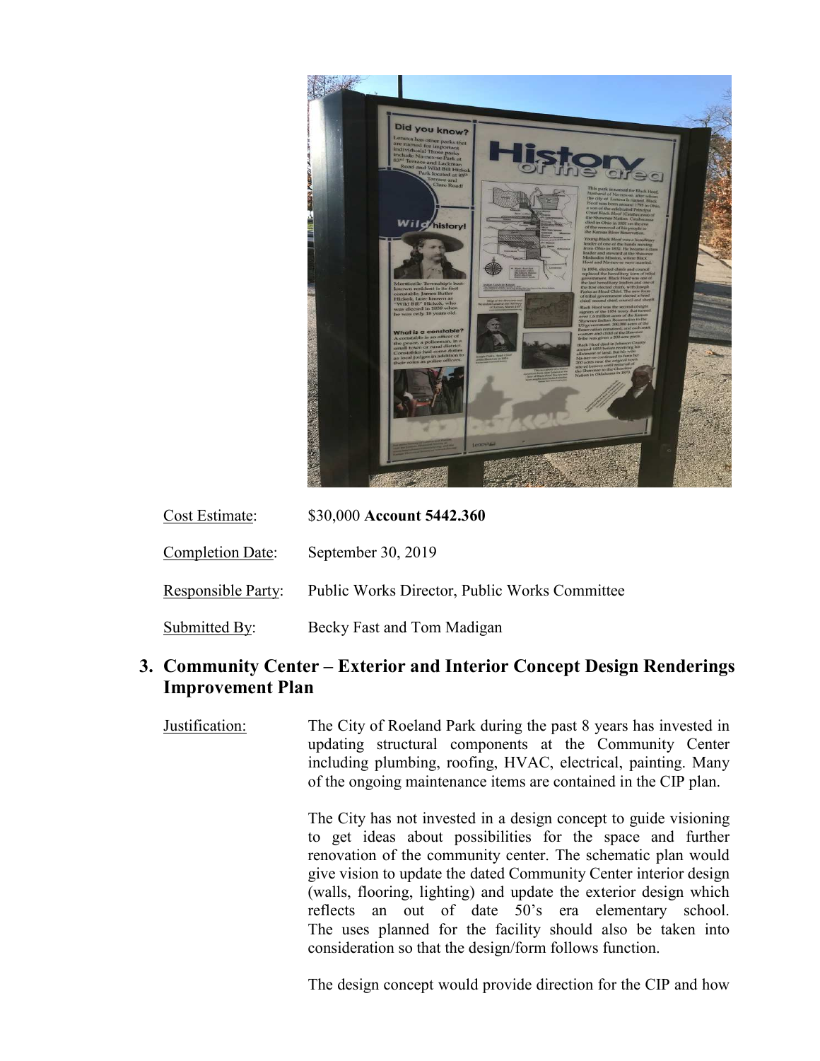Cost Estimate: $30,000 **Account 5442.360**

Completion Date: September 30, 2019

Responsible Party: Public Works Director, Public Works Committee

Submitted By: Becky Fast and Tom Madigan

## 3. Community Center – Exterior and Interior Concept Design Renderings Improvement Plan

Justification: The City of Roeland Park during the past 8 years has invested in updating structural components at the Community Center including plumbing, roofing, HVAC, electrical, painting. Many of the ongoing maintenance items are contained in the CIP plan.

The City has not invested in a design concept to guide visioning to get ideas about possibilities for the space and further renovation of the community center. The schematic plan would give vision to update the dated Community Center interior design (walls, flooring, lighting) and update the exterior design which reflects an out of date 50's era elementary school. The uses planned for the facility should also be taken into consideration so that the design/form follows function.

The design concept would provide direction for the CIP and how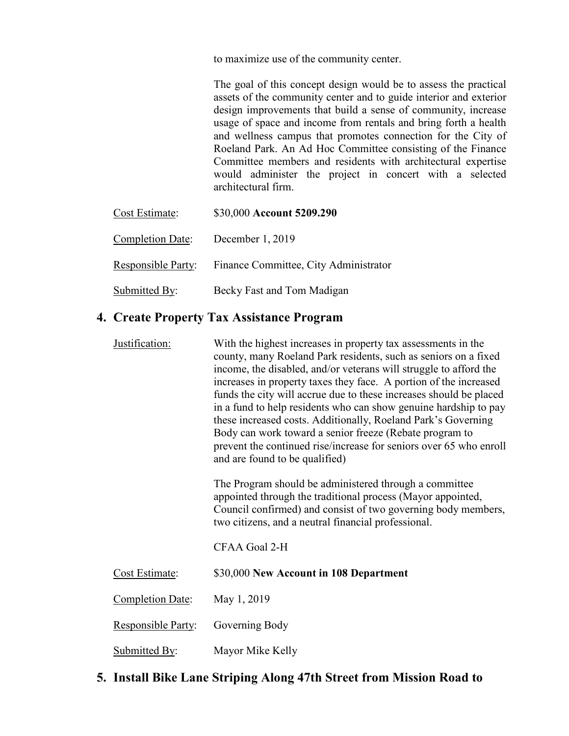to maximize use of the community center.

The goal of this concept design would be to assess the practical assets of the community center and to guide interior and exterior design improvements that build a sense of community, increase usage of space and income from rentals and bring forth a health and wellness campus that promotes connection for the City of Roeland Park. An Ad Hoc Committee consisting of the Finance Committee members and residents with architectural expertise would administer the project in concert with a selected architectural firm.

Cost Estimate: $30,000 **Account 5209.290**

Completion Date: December 1, 2019

Responsible Party: Finance Committee, City Administrator

Submitted By: Becky Fast and Tom Madigan

## 4. Create Property Tax Assistance Program

Justification: With the highest increases in property tax assessments in the county, many Roeland Park residents, such as seniors on a fixed income, the disabled, and/or veterans will struggle to afford the increases in property taxes they face. A portion of the increased funds the city will accrue due to these increases should be placed in a fund to help residents who can show genuine hardship to pay these increased costs. Additionally, Roeland Park's Governing Body can work toward a senior freeze (Rebate program to prevent the continued rise/increase for seniors over 65 who enroll and are found to be qualified)

The Program should be administered through a committee appointed through the traditional process (Mayor appointed, Council confirmed) and consist of two governing body members, two citizens, and a neutral financial professional.

CFAA Goal 2-H

Cost Estimate: $30,000 **New Account in 108 Department**

Completion Date: May 1, 2019

Responsible Party: Governing Body

Submitted By: Mayor Mike Kelly

## 5. Install Bike Lane Striping Along 47th Street from Mission Road to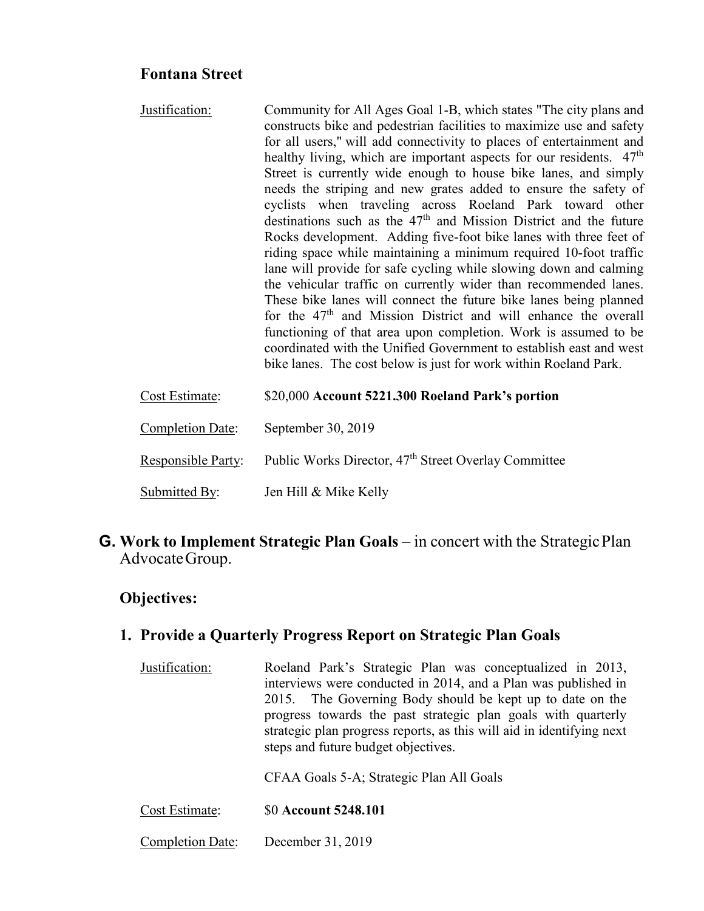### Fontana Street

Justification: Community for All Ages Goal 1-B, which states "The city plans and constructs bike and pedestrian facilities to maximize use and safety for all users," will add connectivity to places of entertainment and healthy living, which are important aspects for our residents. 47th Street is currently wide enough to house bike lanes, and simply needs the striping and new grates added to ensure the safety of cyclists when traveling across Roeland Park toward other destinations such as the 47th and Mission District and the future Rocks development. Adding five-foot bike lanes with three feet of riding space while maintaining a minimum required 10-foot traffic lane will provide for safe cycling while slowing down and calming the vehicular traffic on currently wider than recommended lanes. These bike lanes will connect the future bike lanes being planned for the 47th and Mission District and will enhance the overall functioning of that area upon completion. Work is assumed to be coordinated with the Unified Government to establish east and west bike lanes. The cost below is just for work within Roeland Park.

Cost Estimate: $20,000 **Account 5221.300 Roeland Park's portion**

Completion Date: September 30, 2019

Responsible Party: Public Works Director, 47th Street Overlay Committee

Submitted By: Jen Hill & Mike Kelly

## G. Work to Implement Strategic Plan Goals – in concert with the Strategic Plan Advocate Group.

### Objectives:

### 1. Provide a Quarterly Progress Report on Strategic Plan Goals

Justification: Roeland Park's Strategic Plan was conceptualized in 2013, interviews were conducted in 2014, and a Plan was published in 2015. The Governing Body should be kept up to date on the progress towards the past strategic plan goals with quarterly strategic plan progress reports, as this will aid in identifying next steps and future budget objectives.

CFAA Goals 5-A; Strategic Plan All Goals

Cost Estimate: $0 **Account 5248.101**

Completion Date: December 31, 2019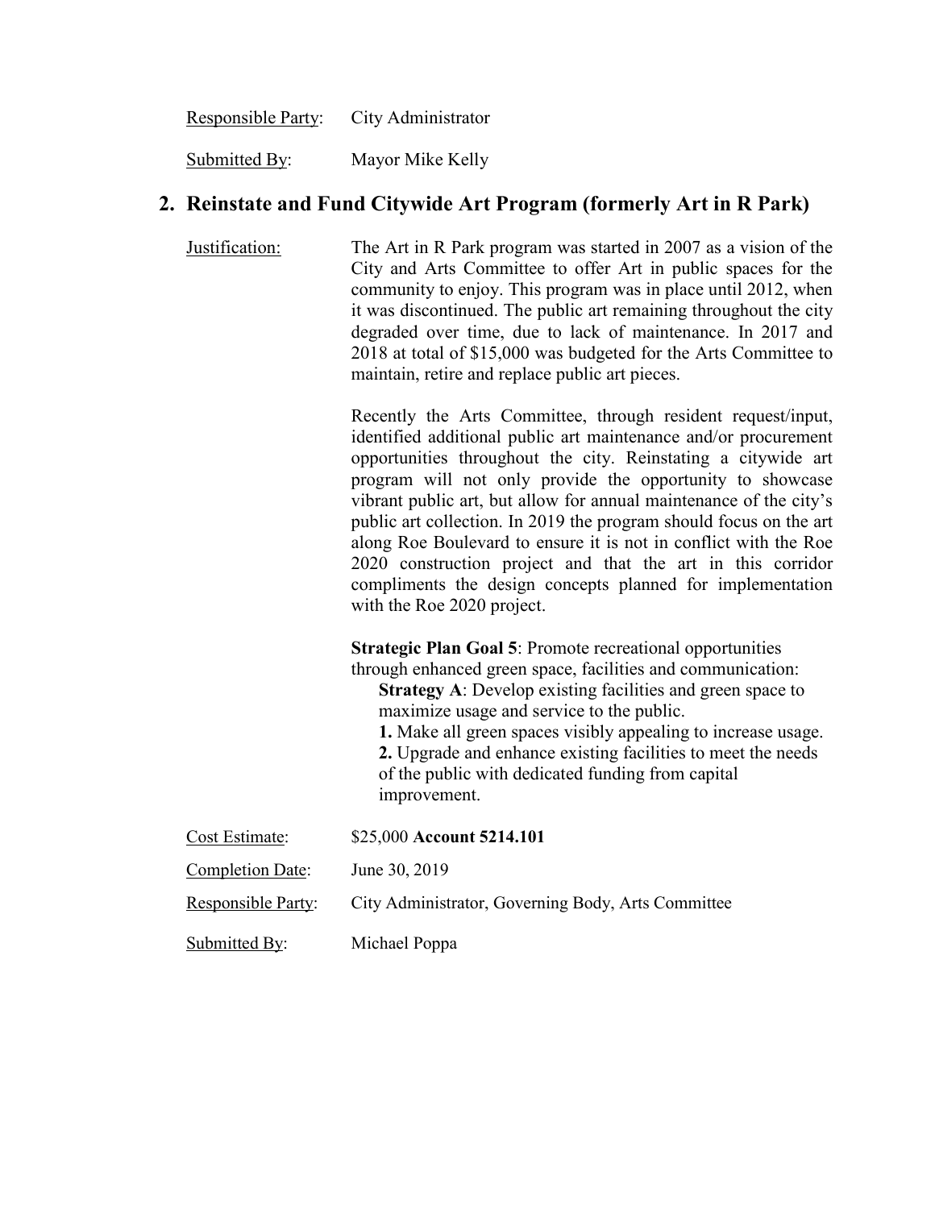Responsible Party: City Administrator

Submitted By: Mayor Mike Kelly

## 2. Reinstate and Fund Citywide Art Program (formerly Art in R Park)

Justification: The Art in R Park program was started in 2007 as a vision of the City and Arts Committee to offer Art in public spaces for the community to enjoy. This program was in place until 2012, when it was discontinued. The public art remaining throughout the city degraded over time, due to lack of maintenance. In 2017 and 2018 at total of $15,000 was budgeted for the Arts Committee to maintain, retire and replace public art pieces.

Recently the Arts Committee, through resident request/input, identified additional public art maintenance and/or procurement opportunities throughout the city. Reinstating a citywide art program will not only provide the opportunity to showcase vibrant public art, but allow for annual maintenance of the city's public art collection. In 2019 the program should focus on the art along Roe Boulevard to ensure it is not in conflict with the Roe 2020 construction project and that the art in this corridor compliments the design concepts planned for implementation with the Roe 2020 project.

**Strategic Plan Goal 5**: Promote recreational opportunities through enhanced green space, facilities and communication:

**Strategy A**: Develop existing facilities and green space to maximize usage and service to the public.

**1.** Make all green spaces visibly appealing to increase usage.

**2.** Upgrade and enhance existing facilities to meet the needs of the public with dedicated funding from capital improvement.

Cost Estimate: $25,000 **Account 5214.101**

Completion Date: June 30, 2019

Responsible Party: City Administrator, Governing Body, Arts Committee

Submitted By: Michael Poppa